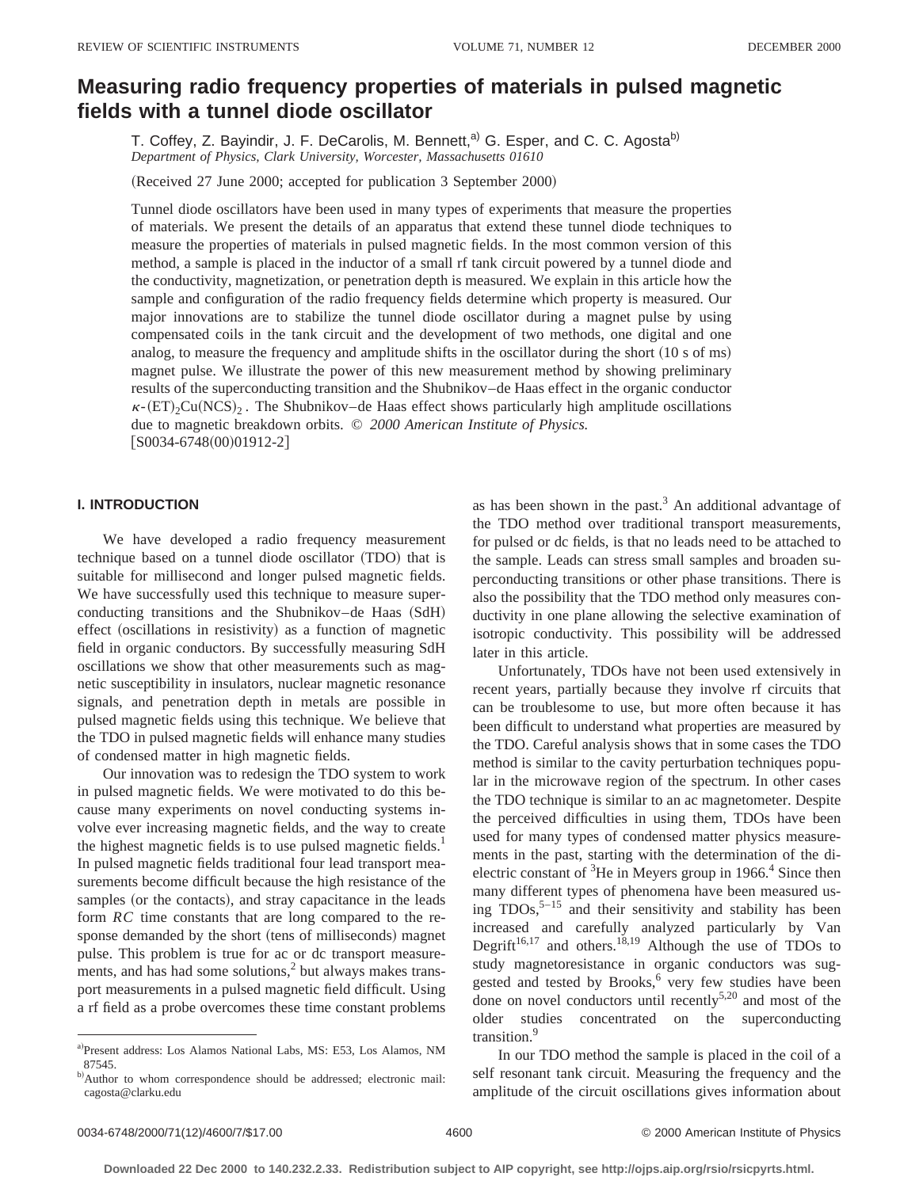# Measuring radio frequency properties of materials in pulsed magnetic fields with a tunnel diode oscillator

T. Coffey, Z. Bayindir, J. F. DeCarolis, M. Bennett,[a] G. Esper, and C. C. Agosta[b]

*Department of Physics, Clark University, Worcester, Massachusetts 01610*

(Received 27 June 2000; accepted for publication 3 September 2000)

Tunnel diode oscillators have been used in many types of experiments that measure the properties of materials. We present the details of an apparatus that extend these tunnel diode techniques to measure the properties of materials in pulsed magnetic fields. In the most common version of this method, a sample is placed in the inductor of a small rf tank circuit powered by a tunnel diode and the conductivity, magnetization, or penetration depth is measured. We explain in this article how the sample and configuration of the radio frequency fields determine which property is measured. Our major innovations are to stabilize the tunnel diode oscillator during a magnet pulse by using compensated coils in the tank circuit and the development of two methods, one digital and one analog, to measure the frequency and amplitude shifts in the oscillator during the short (10 s of ms) magnet pulse. We illustrate the power of this new measurement method by showing preliminary results of the superconducting transition and the Shubnikov–de Haas effect in the organic conductor $\kappa$-$(ET)_2Cu(NCS)_2$. The Shubnikov–de Haas effect shows particularly high amplitude oscillations due to magnetic breakdown orbits. © *2000 American Institute of Physics.* [S0034-6748(00)01912-2]

## I. INTRODUCTION

We have developed a radio frequency measurement technique based on a tunnel diode oscillator (TDO) that is suitable for millisecond and longer pulsed magnetic fields. We have successfully used this technique to measure superconducting transitions and the Shubnikov–de Haas (SdH) effect (oscillations in resistivity) as a function of magnetic field in organic conductors. By successfully measuring SdH oscillations we show that other measurements such as magnetic susceptibility in insulators, nuclear magnetic resonance signals, and penetration depth in metals are possible in pulsed magnetic fields using this technique. We believe that the TDO in pulsed magnetic fields will enhance many studies of condensed matter in high magnetic fields.

Our innovation was to redesign the TDO system to work in pulsed magnetic fields. We were motivated to do this because many experiments on novel conducting systems involve ever increasing magnetic fields, and the way to create the highest magnetic fields is to use pulsed magnetic fields.[1] In pulsed magnetic fields traditional four lead transport measurements become difficult because the high resistance of the samples (or the contacts), and stray capacitance in the leads form $RC$ time constants that are long compared to the response demanded by the short (tens of milliseconds) magnet pulse. This problem is true for ac or dc transport measurements, and has had some solutions,[2] but always makes transport measurements in a pulsed magnetic field difficult. Using a rf field as a probe overcomes these time constant problems as has been shown in the past.[3] An additional advantage of the TDO method over traditional transport measurements, for pulsed or dc fields, is that no leads need to be attached to the sample. Leads can stress small samples and broaden superconducting transitions or other phase transitions. There is also the possibility that the TDO method only measures conductivity in one plane allowing the selective examination of isotropic conductivity. This possibility will be addressed later in this article.

Unfortunately, TDOs have not been used extensively in recent years, partially because they involve rf circuits that can be troublesome to use, but more often because it has been difficult to understand what properties are measured by the TDO. Careful analysis shows that in some cases the TDO method is similar to the cavity perturbation techniques popular in the microwave region of the spectrum. In other cases the TDO technique is similar to an ac magnetometer. Despite the perceived difficulties in using them, TDOs have been used for many types of condensed matter physics measurements in the past, starting with the determination of the dielectric constant of $^3He$ in Meyers group in 1966.[4] Since then many different types of phenomena have been measured using TDOs,[5–15] and their sensitivity and stability has been increased and carefully analyzed particularly by Van Degrift[16,17] and others.[18,19] Although the use of TDOs to study magnetoresistance in organic conductors was suggested and tested by Brooks,[6] very few studies have been done on novel conductors until recently[5,20] and most of the older studies concentrated on the superconducting transition.[9]

In our TDO method the sample is placed in the coil of a self resonant tank circuit. Measuring the frequency and the amplitude of the circuit oscillations gives information about

---

[a]Present address: Los Alamos National Labs, MS: E53, Los Alamos, NM 87545.

[b]Author to whom correspondence should be addressed; electronic mail: cagosta@clarku.edu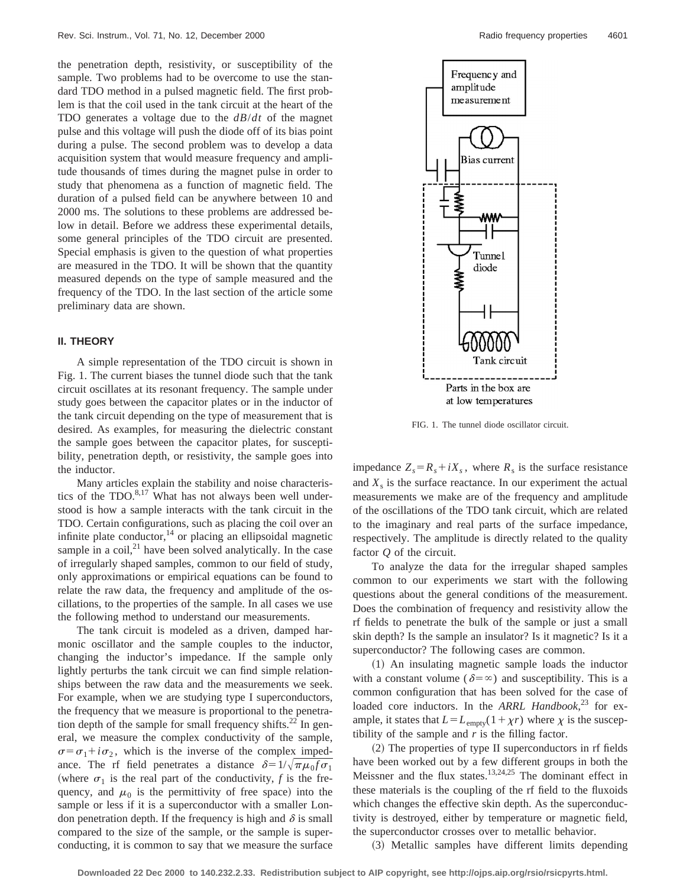the penetration depth, resistivity, or susceptibility of the sample. Two problems had to be overcome to use the standard TDO method in a pulsed magnetic field. The first problem is that the coil used in the tank circuit at the heart of the TDO generates a voltage due to the $dB/dt$ of the magnet pulse and this voltage will push the diode off of its bias point during a pulse. The second problem was to develop a data acquisition system that would measure frequency and amplitude thousands of times during the magnet pulse in order to study that phenomena as a function of magnetic field. The duration of a pulsed field can be anywhere between 10 and 2000 ms. The solutions to these problems are addressed below in detail. Before we address these experimental details, some general principles of the TDO circuit are presented. Special emphasis is given to the question of what properties are measured in the TDO. It will be shown that the quantity measured depends on the type of sample measured and the frequency of the TDO. In the last section of the article some preliminary data are shown.

## II. THEORY

A simple representation of the TDO circuit is shown in Fig. 1. The current biases the tunnel diode such that the tank circuit oscillates at its resonant frequency. The sample under study goes between the capacitor plates or in the inductor of the tank circuit depending on the type of measurement that is desired. As examples, for measuring the dielectric constant the sample goes between the capacitor plates, for susceptibility, penetration depth, or resistivity, the sample goes into the inductor.

Many articles explain the stability and noise characteristics of the TDO.[8,17] What has not always been well understood is how a sample interacts with the tank circuit in the TDO. Certain configurations, such as placing the coil over an infinite plate conductor,[14] or placing an ellipsoidal magnetic sample in a coil,[21] have been solved analytically. In the case of irregularly shaped samples, common to our field of study, only approximations or empirical equations can be found to relate the raw data, the frequency and amplitude of the oscillations, to the properties of the sample. In all cases we use the following method to understand our measurements.

The tank circuit is modeled as a driven, damped harmonic oscillator and the sample couples to the inductor, changing the inductor's impedance. If the sample only lightly perturbs the tank circuit we can find simple relationships between the raw data and the measurements we seek. For example, when we are studying type I superconductors, the frequency that we measure is proportional to the penetration depth of the sample for small frequency shifts.[22] In general, we measure the complex conductivity of the sample, $\sigma=\sigma_1+i\sigma_2$, which is the inverse of the complex impedance. The rf field penetrates a distance $\delta=1/\sqrt{\pi\mu_0 f\sigma_1}$ (where $\sigma_1$ is the real part of the conductivity, $f$ is the frequency, and $\mu_0$ is the permittivity of free space) into the sample or less if it is a superconductor with a smaller London penetration depth. If the frequency is high and $\delta$ is small compared to the size of the sample, or the sample is superconducting, it is common to say that we measure the surface impedance $Z_s=R_s+iX_s$, where $R_s$ is the surface resistance and $X_s$ is the surface reactance. In our experiment the actual measurements we make are of the frequency and amplitude of the oscillations of the TDO tank circuit, which are related to the imaginary and real parts of the surface impedance, respectively. The amplitude is directly related to the quality factor $Q$ of the circuit.

Frequency and amplitude measurement

Bias current

Tunnel diode

Tank circuit

Parts in the box are at low temperatures

FIG. 1. The tunnel diode oscillator circuit.

To analyze the data for the irregular shaped samples common to our experiments we start with the following questions about the general conditions of the measurement. Does the combination of frequency and resistivity allow the rf fields to penetrate the bulk of the sample or just a small skin depth? Is the sample an insulator? Is it magnetic? Is it a superconductor? The following cases are common.

(1) An insulating magnetic sample loads the inductor with a constant volume ($\delta=\infty$) and susceptibility. This is a common configuration that has been solved for the case of loaded core inductors. In the *ARRL Handbook*,[23] for example, it states that $L=L_{\text{empty}}(1+\chi r)$ where $\chi$ is the susceptibility of the sample and $r$ is the filling factor.

(2) The properties of type II superconductors in rf fields have been worked out by a few different groups in both the Meissner and the flux states.[13,24,25] The dominant effect in these materials is the coupling of the rf field to the fluxoids which changes the effective skin depth. As the superconductivity is destroyed, either by temperature or magnetic field, the superconductor crosses over to metallic behavior.

(3) Metallic samples have different limits depending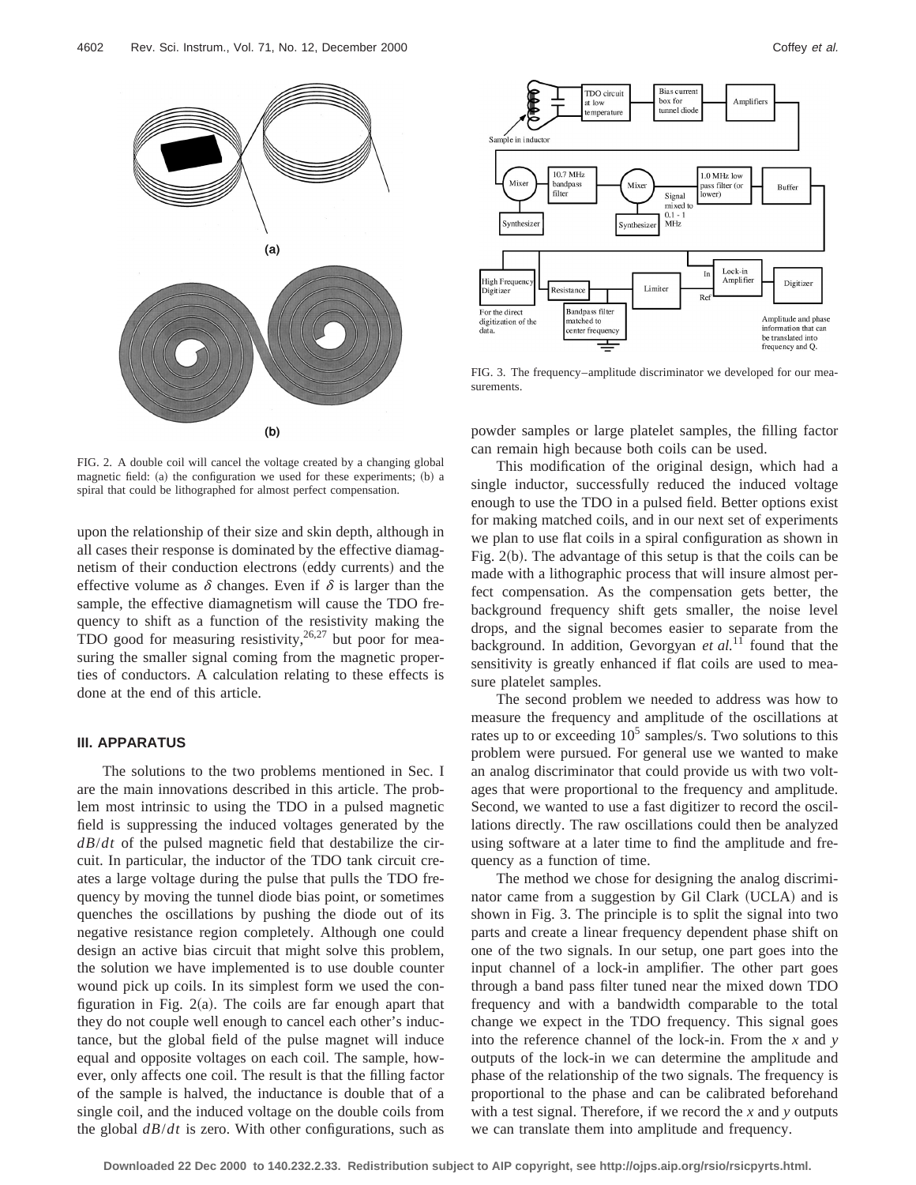(a)

(b)

FIG. 2. A double coil will cancel the voltage created by a changing global magnetic field: (a) the configuration we used for these experiments; (b) a spiral that could be lithographed for almost perfect compensation.

upon the relationship of their size and skin depth, although in all cases their response is dominated by the effective diamagnetism of their conduction electrons (eddy currents) and the effective volume as $\delta$ changes. Even if $\delta$ is larger than the sample, the effective diamagnetism will cause the TDO frequency to shift as a function of the resistivity making the TDO good for measuring resistivity,[26,27] but poor for measuring the smaller signal coming from the magnetic properties of conductors. A calculation relating to these effects is done at the end of this article.

### III. APPARATUS

The solutions to the two problems mentioned in Sec. I are the main innovations described in this article. The problem most intrinsic to using the TDO in a pulsed magnetic field is suppressing the induced voltages generated by the $dB/dt$ of the pulsed magnetic field that destabilize the circuit. In particular, the inductor of the TDO tank circuit creates a large voltage during the pulse that pulls the TDO frequency by moving the tunnel diode bias point, or sometimes quenches the oscillations by pushing the diode out of its negative resistance region completely. Although one could design an active bias circuit that might solve this problem, the solution we have implemented is to use double counter wound pick up coils. In its simplest form we used the configuration in Fig. 2(a). The coils are far enough apart that they do not couple well enough to cancel each other's inductance, but the global field of the pulse magnet will induce equal and opposite voltages on each coil. The sample, however, only affects one coil. The result is that the filling factor of the sample is halved, the inductance is double that of a single coil, and the induced voltage on the double coils from the global $dB/dt$ is zero. With other configurations, such as powder samples or large platelet samples, the filling factor can remain high because both coils can be used.

TDO circuit at low temperature
Bias current box for tunnel diode
Amplifiers
Sample in inductor
Mixer
10.7 MHz bandpass filter
Mixer
1.0 MHz low pass filter (or lower)
Buffer
Synthesizer
Synthesizer
Signal mixed to 0.1 - 1 MHz
High Frequency Digitizer
Resistance
Limiter
Lock-in Amplifier
In
Ref
Digitizer
For the direct digitization of the data.
Bandpass filter matched to center frequency
Amplitude and phase information that can be translated into frequency and Q.

FIG. 3. The frequency–amplitude discriminator we developed for our measurements.

This modification of the original design, which had a single inductor, successfully reduced the induced voltage enough to use the TDO in a pulsed field. Better options exist for making matched coils, and in our next set of experiments we plan to use flat coils in a spiral configuration as shown in Fig. 2(b). The advantage of this setup is that the coils can be made with a lithographic process that will insure almost perfect compensation. As the compensation gets better, the background frequency shift gets smaller, the noise level drops, and the signal becomes easier to separate from the background. In addition, Gevorgyan *et al.*[11] found that the sensitivity is greatly enhanced if flat coils are used to measure platelet samples.

The second problem we needed to address was how to measure the frequency and amplitude of the oscillations at rates up to or exceeding $10^5$ samples/s. Two solutions to this problem were pursued. For general use we wanted to make an analog discriminator that could provide us with two voltages that were proportional to the frequency and amplitude. Second, we wanted to use a fast digitizer to record the oscillations directly. The raw oscillations could then be analyzed using software at a later time to find the amplitude and frequency as a function of time.

The method we chose for designing the analog discriminator came from a suggestion by Gil Clark (UCLA) and is shown in Fig. 3. The principle is to split the signal into two parts and create a linear frequency dependent phase shift on one of the two signals. In our setup, one part goes into the input channel of a lock-in amplifier. The other part goes through a band pass filter tuned near the mixed down TDO frequency and with a bandwidth comparable to the total change we expect in the TDO frequency. This signal goes into the reference channel of the lock-in. From the $x$ and $y$ outputs of the lock-in we can determine the amplitude and phase of the relationship of the two signals. The frequency is proportional to the phase and can be calibrated beforehand with a test signal. Therefore, if we record the $x$ and $y$ outputs we can translate them into amplitude and frequency.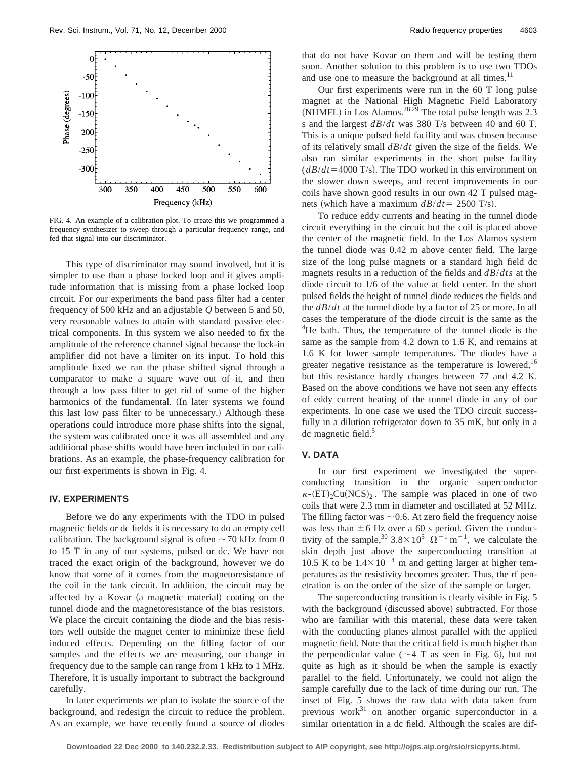Phase (degrees)

0
-50
-100
-150
-200
-250
-300

300 350 400 450 500 550 600

Frequency (kHz)

FIG. 4. An example of a calibration plot. To create this we programmed a frequency synthesizer to sweep through a particular frequency range, and fed that signal into our discriminator.

This type of discriminator may sound involved, but it is simpler to use than a phase locked loop and it gives amplitude information that is missing from a phase locked loop circuit. For our experiments the band pass filter had a center frequency of 500 kHz and an adjustable $Q$ between 5 and 50, very reasonable values to attain with standard passive electrical components. In this system we also needed to fix the amplitude of the reference channel signal because the lock-in amplifier did not have a limiter on its input. To hold this amplitude fixed we ran the phase shifted signal through a comparator to make a square wave out of it, and then through a low pass filter to get rid of some of the higher harmonics of the fundamental. (In later systems we found this last low pass filter to be unnecessary.) Although these operations could introduce more phase shifts into the signal, the system was calibrated once it was all assembled and any additional phase shifts would have been included in our calibrations. As an example, the phase-frequency calibration for our first experiments is shown in Fig. 4.

## IV. EXPERIMENTS

Before we do any experiments with the TDO in pulsed magnetic fields or dc fields it is necessary to do an empty cell calibration. The background signal is often ~70 kHz from 0 to 15 T in any of our systems, pulsed or dc. We have not traced the exact origin of the background, however we do know that some of it comes from the magnetoresistance of the coil in the tank circuit. In addition, the circuit may be affected by a Kovar (a magnetic material) coating on the tunnel diode and the magnetoresistance of the bias resistors. We place the circuit containing the diode and the bias resistors well outside the magnet center to minimize these field induced effects. Depending on the filling factor of our samples and the effects we are measuring, our change in frequency due to the sample can range from 1 kHz to 1 MHz. Therefore, it is usually important to subtract the background carefully.

In later experiments we plan to isolate the source of the background, and redesign the circuit to reduce the problem. As an example, we have recently found a source of diodes that do not have Kovar on them and will be testing them soon. Another solution to this problem is to use two TDOs and use one to measure the background at all times.[11]

Our first experiments were run in the 60 T long pulse magnet at the National High Magnetic Field Laboratory (NHMFL) in Los Alamos.[28,29] The total pulse length was 2.3 s and the largest $dB/dt$ was 380 T/s between 40 and 60 T. This is a unique pulsed field facility and was chosen because of its relatively small $dB/dt$ given the size of the fields. We also ran similar experiments in the short pulse facility ($dB/dt$=4000 T/s). The TDO worked in this environment on the slower down sweeps, and recent improvements in our coils have shown good results in our own 42 T pulsed magnets (which have a maximum $dB/dt$= 2500 T/s).

To reduce eddy currents and heating in the tunnel diode circuit everything in the circuit but the coil is placed above the center of the magnetic field. In the Los Alamos system the tunnel diode was 0.42 m above center field. The large size of the long pulse magnets or a standard high field dc magnets results in a reduction of the fields and $dB/dts$ at the diode circuit to 1/6 of the value at field center. In the short pulsed fields the height of tunnel diode reduces the fields and the $dB/dt$ at the tunnel diode by a factor of 25 or more. In all cases the temperature of the diode circuit is the same as the $^4$He bath. Thus, the temperature of the tunnel diode is the same as the sample from 4.2 down to 1.6 K, and remains at 1.6 K for lower sample temperatures. The diodes have a greater negative resistance as the temperature is lowered,[16] but this resistance hardly changes between 77 and 4.2 K. Based on the above conditions we have not seen any effects of eddy current heating of the tunnel diode in any of our experiments. In one case we used the TDO circuit successfully in a dilution refrigerator down to 35 mK, but only in a dc magnetic field.[5]

## V. DATA

In our first experiment we investigated the superconducting transition in the organic superconductor $\kappa$-$(ET)_2Cu(NCS)_2$. The sample was placed in one of two coils that were 2.3 mm in diameter and oscillated at 52 MHz. The filling factor was ~0.6. At zero field the frequency noise was less than ±6 Hz over a 60 s period. Given the conductivity of the sample,[30] $3.8\times10^5\ \Omega^{-1}\,\mathrm{m}^{-1}$, we calculate the skin depth just above the superconducting transition at 10.5 K to be $1.4\times10^{-4}$ m and getting larger at higher temperatures as the resistivity becomes greater. Thus, the rf penetration is on the order of the size of the sample or larger.

The superconducting transition is clearly visible in Fig. 5 with the background (discussed above) subtracted. For those who are familiar with this material, these data were taken with the conducting planes almost parallel with the applied magnetic field. Note that the critical field is much higher than the perpendicular value (~4 T as seen in Fig. 6), but not quite as high as it should be when the sample is exactly parallel to the field. Unfortunately, we could not align the sample carefully due to the lack of time during our run. The inset of Fig. 5 shows the raw data with data taken from previous work[31] on another organic superconductor in a similar orientation in a dc field. Although the scales are dif-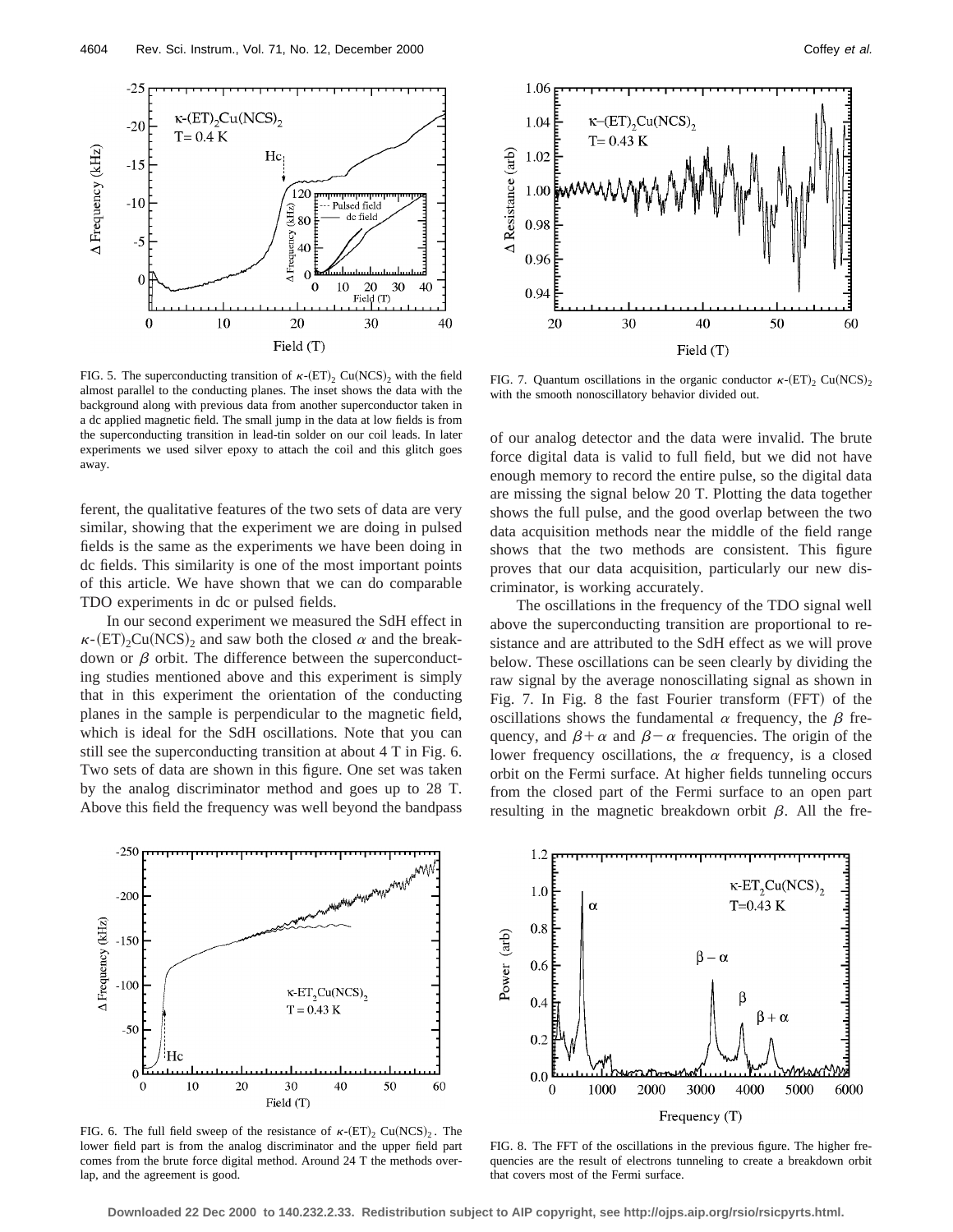κ-(ET)$_2$Cu(NCS)$_2$

T= 0.4 K

Hc

Δ Frequency (kHz)

Field (T)

Pulsed field

dc field

FIG. 5. The superconducting transition of $\kappa$-(ET)$_2$ Cu(NCS)$_2$ with the field almost parallel to the conducting planes. The inset shows the data with the background along with previous data from another superconductor taken in a dc applied magnetic field. The small jump in the data at low fields is from the superconducting transition in lead-tin solder on our coil leads. In later experiments we used silver epoxy to attach the coil and this glitch goes away.

κ–(ET)$_2$Cu(NCS)$_2$

T= 0.43 K

Δ Resistance (arb)

Field (T)

FIG. 7. Quantum oscillations in the organic conductor $\kappa$-(ET)$_2$ Cu(NCS)$_2$ with the smooth nonoscillatory behavior divided out.

ferent, the qualitative features of the two sets of data are very similar, showing that the experiment we are doing in pulsed fields is the same as the experiments we have been doing in dc fields. This similarity is one of the most important points of this article. We have shown that we can do comparable TDO experiments in dc or pulsed fields.

In our second experiment we measured the SdH effect in $\kappa$-(ET)$_2$Cu(NCS)$_2$ and saw both the closed $\alpha$ and the breakdown or $\beta$ orbit. The difference between the superconducting studies mentioned above and this experiment is simply that in this experiment the orientation of the conducting planes in the sample is perpendicular to the magnetic field, which is ideal for the SdH oscillations. Note that you can still see the superconducting transition at about 4 T in Fig. 6. Two sets of data are shown in this figure. One set was taken by the analog discriminator method and goes up to 28 T. Above this field the frequency was well beyond the bandpass of our analog detector and the data were invalid. The brute force digital data is valid to full field, but we did not have enough memory to record the entire pulse, so the digital data are missing the signal below 20 T. Plotting the data together shows the full pulse, and the good overlap between the two data acquisition methods near the middle of the field range shows that the two methods are consistent. This figure proves that our data acquisition, particularly our new discriminator, is working accurately.

The oscillations in the frequency of the TDO signal well above the superconducting transition are proportional to resistance and are attributed to the SdH effect as we will prove below. These oscillations can be seen clearly by dividing the raw signal by the average nonoscillating signal as shown in Fig. 7. In Fig. 8 the fast Fourier transform (FFT) of the oscillations shows the fundamental $\alpha$ frequency, the $\beta$ frequency, and $\beta+\alpha$ and $\beta-\alpha$ frequencies. The origin of the lower frequency oscillations, the $\alpha$ frequency, is a closed orbit on the Fermi surface. At higher fields tunneling occurs from the closed part of the Fermi surface to an open part resulting in the magnetic breakdown orbit $\beta$. All the fre-

κ-ET$_2$Cu(NCS)$_2$

T = 0.43 K

Hc

Δ Frequency (kHz)

Field (T)

FIG. 6. The full field sweep of the resistance of $\kappa$-(ET)$_2$ Cu(NCS)$_2$. The lower field part is from the analog discriminator and the upper field part comes from the brute force digital method. Around 24 T the methods overlap, and the agreement is good.

κ-ET$_2$Cu(NCS)$_2$

T=0.43 K

α

β − α

β

β + α

Power (arb)

Frequency (T)

FIG. 8. The FFT of the oscillations in the previous figure. The higher frequencies are the result of electrons tunneling to create a breakdown orbit that covers most of the Fermi surface.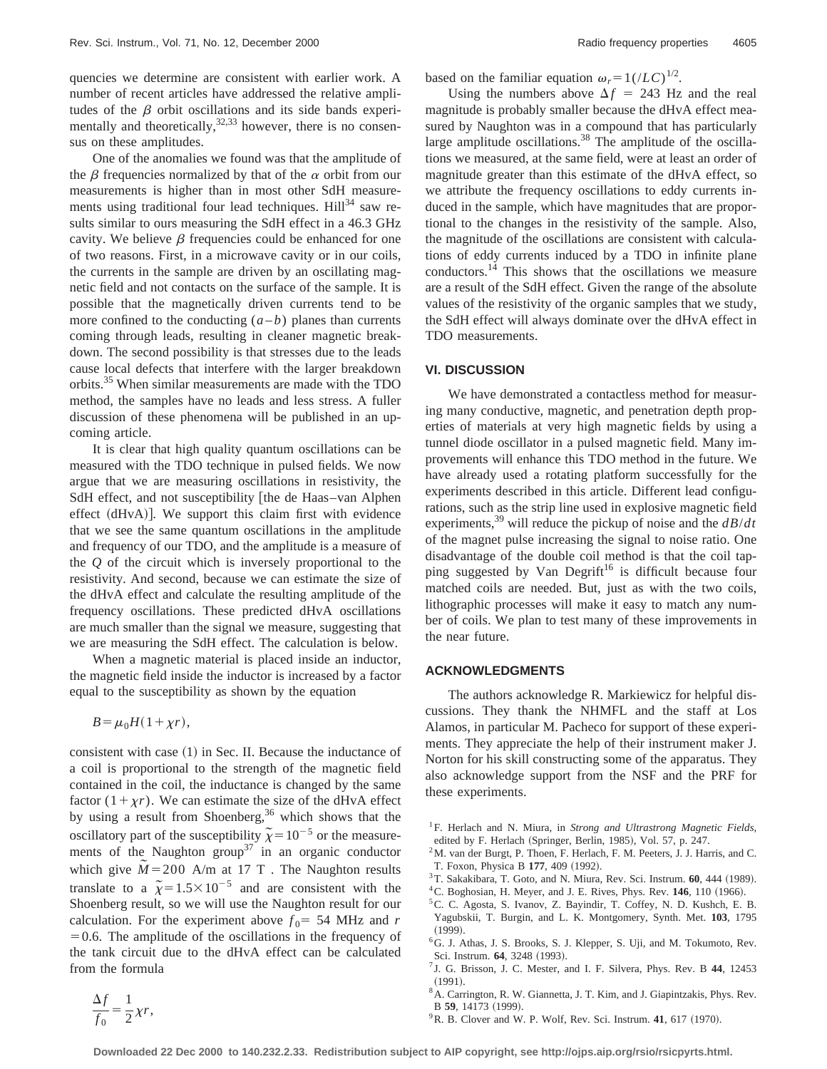quencies we determine are consistent with earlier work. A number of recent articles have addressed the relative amplitudes of the $\beta$ orbit oscillations and its side bands experimentally and theoretically,[32,33] however, there is no consensus on these amplitudes.

One of the anomalies we found was that the amplitude of the $\beta$ frequencies normalized by that of the $\alpha$ orbit from our measurements is higher than in most other SdH measurements using traditional four lead techniques. Hill[34] saw results similar to ours measuring the SdH effect in a 46.3 GHz cavity. We believe $\beta$ frequencies could be enhanced for one of two reasons. First, in a microwave cavity or in our coils, the currents in the sample are driven by an oscillating magnetic field and not contacts on the surface of the sample. It is possible that the magnetically driven currents tend to be more confined to the conducting $(a-b)$ planes than currents coming through leads, resulting in cleaner magnetic breakdown. The second possibility is that stresses due to the leads cause local defects that interfere with the larger breakdown orbits.[35] When similar measurements are made with the TDO method, the samples have no leads and less stress. A fuller discussion of these phenomena will be published in an upcoming article.

It is clear that high quality quantum oscillations can be measured with the TDO technique in pulsed fields. We now argue that we are measuring oscillations in resistivity, the SdH effect, and not susceptibility [the de Haas–van Alphen effect (dHvA)]. We support this claim first with evidence that we see the same quantum oscillations in the amplitude and frequency of our TDO, and the amplitude is a measure of the $Q$ of the circuit which is inversely proportional to the resistivity. And second, because we can estimate the size of the dHvA effect and calculate the resulting amplitude of the frequency oscillations. These predicted dHvA oscillations are much smaller than the signal we measure, suggesting that we are measuring the SdH effect. The calculation is below.

When a magnetic material is placed inside an inductor, the magnetic field inside the inductor is increased by a factor equal to the susceptibility as shown by the equation

$$B=\mu_0 H(1+\chi r),$$

consistent with case (1) in Sec. II. Because the inductance of a coil is proportional to the strength of the magnetic field contained in the coil, the inductance is changed by the same factor $(1+\chi r)$. We can estimate the size of the dHvA effect by using a result from Shoenberg,[36] which shows that the oscillatory part of the susceptibility $\tilde{\chi}=10^{-5}$ or the measurements of the Naughton group[37] in an organic conductor which give $\tilde{M}=200$ A/m at 17 T . The Naughton results translate to a $\tilde{\chi}=1.5\times10^{-5}$ and are consistent with the Shoenberg result, so we will use the Naughton result for our calculation. For the experiment above $f_0=$ 54 MHz and $r=0.6$. The amplitude of the oscillations in the frequency of the tank circuit due to the dHvA effect can be calculated from the formula

$$\frac{\Delta f}{f_0}=\frac{1}{2}\chi r,$$

based on the familiar equation $\omega_r=1(/LC)^{1/2}$.

Using the numbers above $\Delta f$ = 243 Hz and the real magnitude is probably smaller because the dHvA effect measured by Naughton was in a compound that has particularly large amplitude oscillations.[38] The amplitude of the oscillations we measured, at the same field, were at least an order of magnitude greater than this estimate of the dHvA effect, so we attribute the frequency oscillations to eddy currents induced in the sample, which have magnitudes that are proportional to the changes in the resistivity of the sample. Also, the magnitude of the oscillations are consistent with calculations of eddy currents induced by a TDO in infinite plane conductors.[14] This shows that the oscillations we measure are a result of the SdH effect. Given the range of the absolute values of the resistivity of the organic samples that we study, the SdH effect will always dominate over the dHvA effect in TDO measurements.

## VI. DISCUSSION

We have demonstrated a contactless method for measuring many conductive, magnetic, and penetration depth properties of materials at very high magnetic fields by using a tunnel diode oscillator in a pulsed magnetic field. Many improvements will enhance this TDO method in the future. We have already used a rotating platform successfully for the experiments described in this article. Different lead configurations, such as the strip line used in explosive magnetic field experiments,[39] will reduce the pickup of noise and the $dB/dt$ of the magnet pulse increasing the signal to noise ratio. One disadvantage of the double coil method is that the coil tapping suggested by Van Degrift[16] is difficult because four matched coils are needed. But, just as with the two coils, lithographic processes will make it easy to match any number of coils. We plan to test many of these improvements in the near future.

## ACKNOWLEDGMENTS

The authors acknowledge R. Markiewicz for helpful discussions. They thank the NHMFL and the staff at Los Alamos, in particular M. Pacheco for support of these experiments. They appreciate the help of their instrument maker J. Norton for his skill constructing some of the apparatus. They also acknowledge support from the NSF and the PRF for these experiments.

[1] F. Herlach and N. Miura, in *Strong and Ultrastrong Magnetic Fields*, edited by F. Herlach (Springer, Berlin, 1985), Vol. 57, p. 247.

[2] M. van der Burgt, P. Thoen, F. Herlach, F. M. Peeters, J. J. Harris, and C. T. Foxon, Physica B **177**, 409 (1992).

[3] T. Sakakibara, T. Goto, and N. Miura, Rev. Sci. Instrum. **60**, 444 (1989).

[4] C. Boghosian, H. Meyer, and J. E. Rives, Phys. Rev. **146**, 110 (1966).

[5] C. C. Agosta, S. Ivanov, Z. Bayindir, T. Coffey, N. D. Kushch, E. B. Yagubskii, T. Burgin, and L. K. Montgomery, Synth. Met. **103**, 1795 (1999).

[6] G. J. Athas, J. S. Brooks, S. J. Klepper, S. Uji, and M. Tokumoto, Rev. Sci. Instrum. **64**, 3248 (1993).

[7] J. G. Brisson, J. C. Mester, and I. F. Silvera, Phys. Rev. B **44**, 12453 (1991).

[8] A. Carrington, R. W. Giannetta, J. T. Kim, and J. Giapintzakis, Phys. Rev. B **59**, 14173 (1999).

[9] R. B. Clover and W. P. Wolf, Rev. Sci. Instrum. **41**, 617 (1970).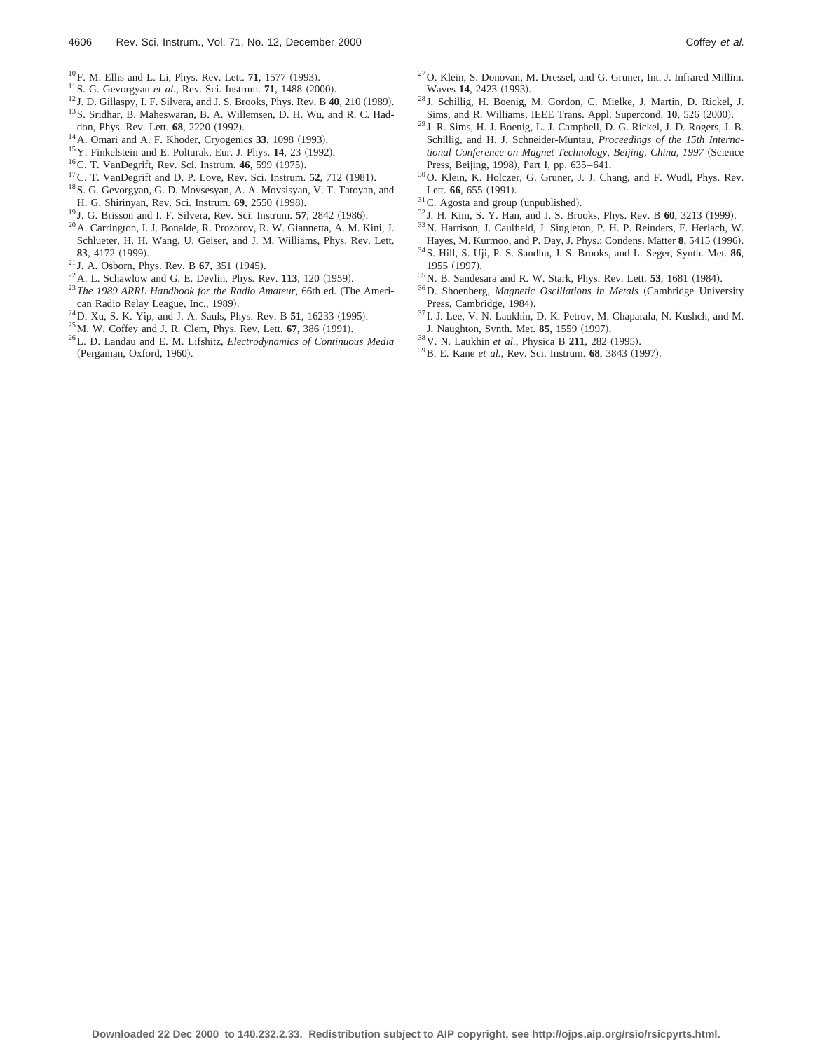[10] F. M. Ellis and L. Li, Phys. Rev. Lett. **71**, 1577 (1993).

[11] S. G. Gevorgyan *et al.*, Rev. Sci. Instrum. **71**, 1488 (2000).

[12] J. D. Gillaspy, I. F. Silvera, and J. S. Brooks, Phys. Rev. B **40**, 210 (1989).

[13] S. Sridhar, B. Maheswaran, B. A. Willemsen, D. H. Wu, and R. C. Haddon, Phys. Rev. Lett. **68**, 2220 (1992).

[14] A. Omari and A. F. Khoder, Cryogenics **33**, 1098 (1993).

[15] Y. Finkelstein and E. Polturak, Eur. J. Phys. **14**, 23 (1992).

[16] C. T. VanDegrift, Rev. Sci. Instrum. **46**, 599 (1975).

[17] C. T. VanDegrift and D. P. Love, Rev. Sci. Instrum. **52**, 712 (1981).

[18] S. G. Gevorgyan, G. D. Movsesyan, A. A. Movsisyan, V. T. Tatoyan, and H. G. Shirinyan, Rev. Sci. Instrum. **69**, 2550 (1998).

[19] J. G. Brisson and I. F. Silvera, Rev. Sci. Instrum. **57**, 2842 (1986).

[20] A. Carrington, I. J. Bonalde, R. Prozorov, R. W. Giannetta, A. M. Kini, J. Schlueter, H. H. Wang, U. Geiser, and J. M. Williams, Phys. Rev. Lett. **83**, 4172 (1999).

[21] J. A. Osborn, Phys. Rev. B **67**, 351 (1945).

[22] A. L. Schawlow and G. E. Devlin, Phys. Rev. **113**, 120 (1959).

[23] *The 1989 ARRL Handbook for the Radio Amateur*, 66th ed. (The American Radio Relay League, Inc., 1989).

[24] D. Xu, S. K. Yip, and J. A. Sauls, Phys. Rev. B **51**, 16233 (1995).

[25] M. W. Coffey and J. R. Clem, Phys. Rev. Lett. **67**, 386 (1991).

[26] L. D. Landau and E. M. Lifshitz, *Electrodynamics of Continuous Media* (Pergaman, Oxford, 1960).

[27] O. Klein, S. Donovan, M. Dressel, and G. Gruner, Int. J. Infrared Millim. Waves **14**, 2423 (1993).

[28] J. Schillig, H. Boenig, M. Gordon, C. Mielke, J. Martin, D. Rickel, J. Sims, and R. Williams, IEEE Trans. Appl. Supercond. **10**, 526 (2000).

[29] J. R. Sims, H. J. Boenig, L. J. Campbell, D. G. Rickel, J. D. Rogers, J. B. Schillig, and H. J. Schneider-Muntau, *Proceedings of the 15th International Conference on Magnet Technology, Beijing, China, 1997* (Science Press, Beijing, 1998), Part I, pp. 635–641.

[30] O. Klein, K. Holczer, G. Gruner, J. J. Chang, and F. Wudl, Phys. Rev. Lett. **66**, 655 (1991).

[31] C. Agosta and group (unpublished).

[32] J. H. Kim, S. Y. Han, and J. S. Brooks, Phys. Rev. B **60**, 3213 (1999).

[33] N. Harrison, J. Caulfield, J. Singleton, P. H. P. Reinders, F. Herlach, W. Hayes, M. Kurmoo, and P. Day, J. Phys.: Condens. Matter **8**, 5415 (1996).

[34] S. Hill, S. Uji, P. S. Sandhu, J. S. Brooks, and L. Seger, Synth. Met. **86**, 1955 (1997).

[35] N. B. Sandesara and R. W. Stark, Phys. Rev. Lett. **53**, 1681 (1984).

[36] D. Shoenberg, *Magnetic Oscillations in Metals* (Cambridge University Press, Cambridge, 1984).

[37] I. J. Lee, V. N. Laukhin, D. K. Petrov, M. Chaparala, N. Kushch, and M. J. Naughton, Synth. Met. **85**, 1559 (1997).

[38] V. N. Laukhin *et al.*, Physica B **211**, 282 (1995).

[39] B. E. Kane *et al.*, Rev. Sci. Instrum. **68**, 3843 (1997).